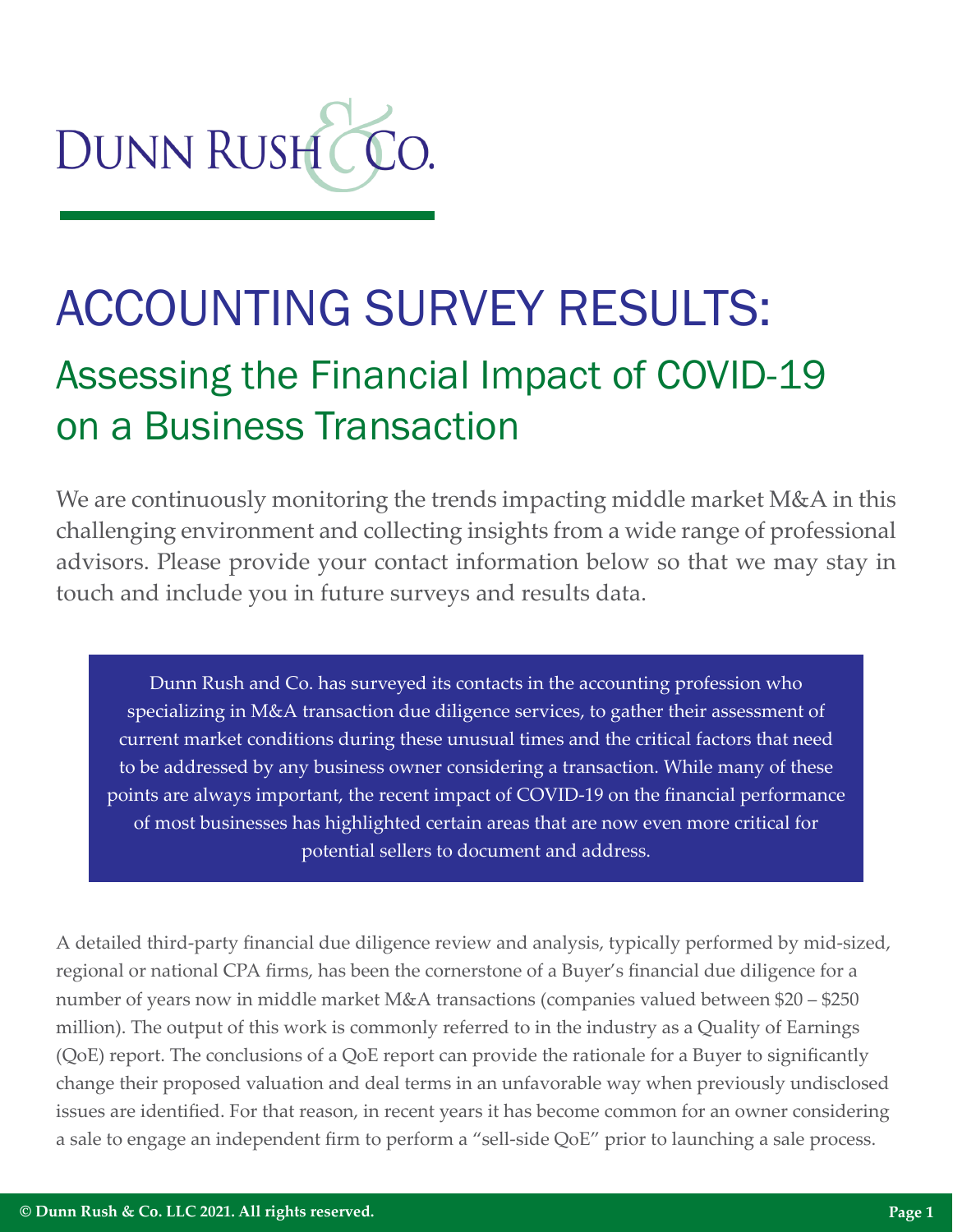DUNN RUSH & CO.

# ACCOUNTING SURVEY RESULTS:

## Assessing the Financial Impact of COVID-19 on a Business Transaction

We are continuously monitoring the trends impacting middle market M&A in this challenging environment and collecting insights from a wide range of professional advisors. Please provide your contact information below so that we may stay in touch and include you in future surveys and results data.

> Dunn Rush and Co. has surveyed its contacts in the accounting profession who specializing in M&A transaction due diligence services, to gather their assessment of current market conditions during these unusual times and the critical factors that need to be addressed by any business owner considering a transaction. While many of these points are always important, the recent impact of COVID-19 on the financial performance of most businesses has highlighted certain areas that are now even more critical for potential sellers to document and address.

A detailed third-party financial due diligence review and analysis, typically performed by mid-sized, regional or national CPA firms, has been the cornerstone of a Buyer's financial due diligence for a number of years now in middle market M&A transactions (companies valued between $20 – $250 million). The output of this work is commonly referred to in the industry as a Quality of Earnings (QoE) report. The conclusions of a QoE report can provide the rationale for a Buyer to significantly change their proposed valuation and deal terms in an unfavorable way when previously undisclosed issues are identified. For that reason, in recent years it has become common for an owner considering a sale to engage an independent firm to perform a "sell-side QoE" prior to launching a sale process.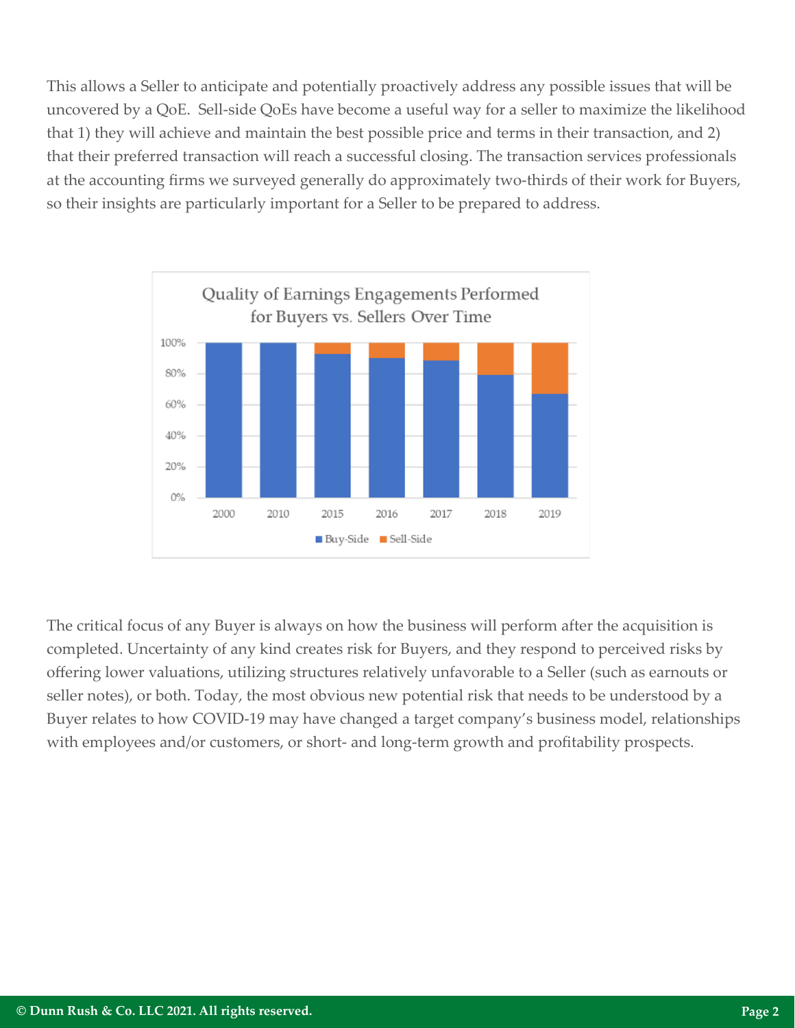This allows a Seller to anticipate and potentially proactively address any possible issues that will be uncovered by a QoE.  Sell-side QoEs have become a useful way for a seller to maximize the likelihood that 1) they will achieve and maintain the best possible price and terms in their transaction, and 2) that their preferred transaction will reach a successful closing. The transaction services professionals at the accounting firms we surveyed generally do approximately two-thirds of their work for Buyers, so their insights are particularly important for a Seller to be prepared to address.

The critical focus of any Buyer is always on how the business will perform after the acquisition is completed. Uncertainty of any kind creates risk for Buyers, and they respond to perceived risks by offering lower valuations, utilizing structures relatively unfavorable to a Seller (such as earnouts or seller notes), or both. Today, the most obvious new potential risk that needs to be understood by a Buyer relates to how COVID-19 may have changed a target company's business model, relationships with employees and/or customers, or short- and long-term growth and profitability prospects.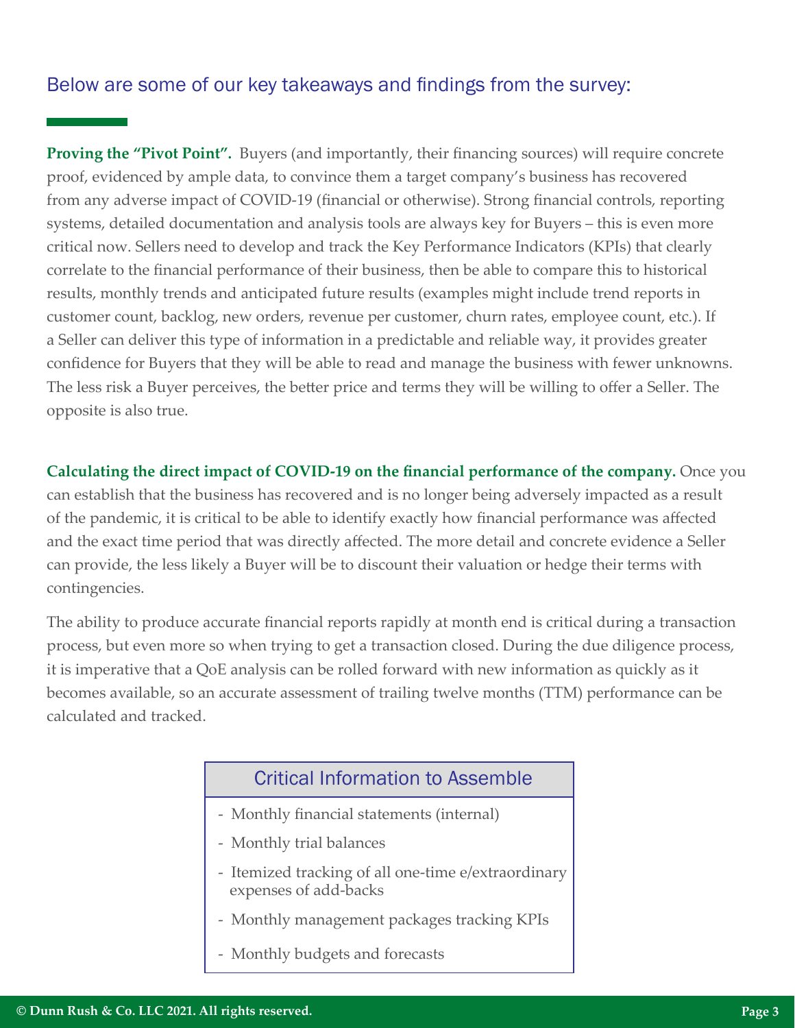## Below are some of our key takeaways and findings from the survey:

**Proving the "Pivot Point".** Buyers (and importantly, their financing sources) will require concrete proof, evidenced by ample data, to convince them a target company's business has recovered from any adverse impact of COVID-19 (financial or otherwise). Strong financial controls, reporting systems, detailed documentation and analysis tools are always key for Buyers – this is even more critical now. Sellers need to develop and track the Key Performance Indicators (KPIs) that clearly correlate to the financial performance of their business, then be able to compare this to historical results, monthly trends and anticipated future results (examples might include trend reports in customer count, backlog, new orders, revenue per customer, churn rates, employee count, etc.). If a Seller can deliver this type of information in a predictable and reliable way, it provides greater confidence for Buyers that they will be able to read and manage the business with fewer unknowns. The less risk a Buyer perceives, the better price and terms they will be willing to offer a Seller. The opposite is also true.

**Calculating the direct impact of COVID-19 on the financial performance of the company.** Once you can establish that the business has recovered and is no longer being adversely impacted as a result of the pandemic, it is critical to be able to identify exactly how financial performance was affected and the exact time period that was directly affected. The more detail and concrete evidence a Seller can provide, the less likely a Buyer will be to discount their valuation or hedge their terms with contingencies.

The ability to produce accurate financial reports rapidly at month end is critical during a transaction process, but even more so when trying to get a transaction closed. During the due diligence process, it is imperative that a QoE analysis can be rolled forward with new information as quickly as it becomes available, so an accurate assessment of trailing twelve months (TTM) performance can be calculated and tracked.

### Critical Information to Assemble

- Monthly financial statements (internal)
- Monthly trial balances
- Itemized tracking of all one-time e/extraordinary expenses of add-backs
- Monthly management packages tracking KPIs
- Monthly budgets and forecasts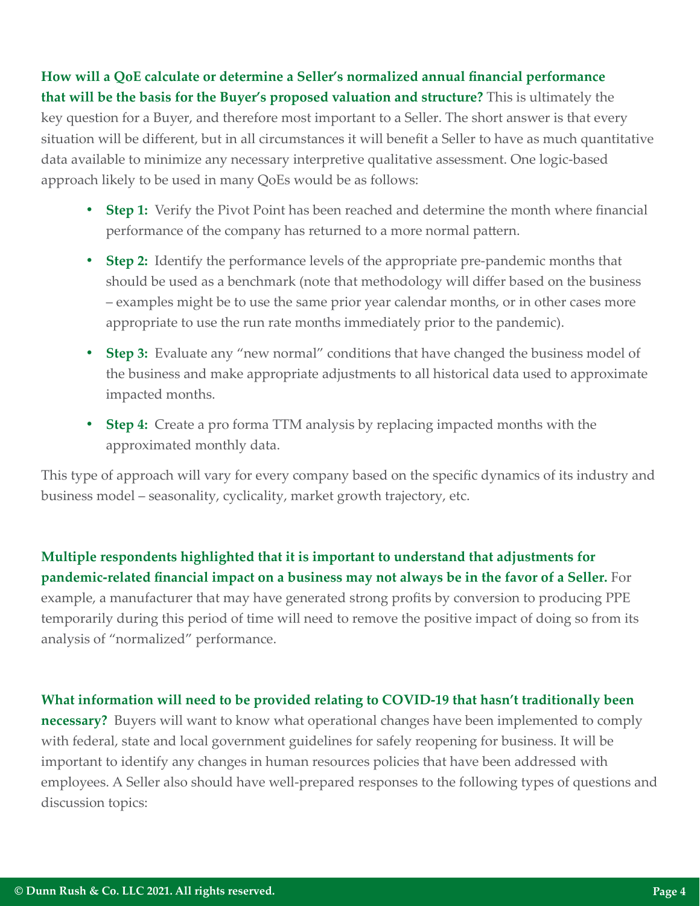**How will a QoE calculate or determine a Seller's normalized annual financial performance that will be the basis for the Buyer's proposed valuation and structure?** This is ultimately the key question for a Buyer, and therefore most important to a Seller. The short answer is that every situation will be different, but in all circumstances it will benefit a Seller to have as much quantitative data available to minimize any necessary interpretive qualitative assessment. One logic-based approach likely to be used in many QoEs would be as follows:

- **Step 1:** Verify the Pivot Point has been reached and determine the month where financial performance of the company has returned to a more normal pattern.
- **Step 2:** Identify the performance levels of the appropriate pre-pandemic months that should be used as a benchmark (note that methodology will differ based on the business – examples might be to use the same prior year calendar months, or in other cases more appropriate to use the run rate months immediately prior to the pandemic).
- **Step 3:** Evaluate any "new normal" conditions that have changed the business model of the business and make appropriate adjustments to all historical data used to approximate impacted months.
- **Step 4:** Create a pro forma TTM analysis by replacing impacted months with the approximated monthly data.

This type of approach will vary for every company based on the specific dynamics of its industry and business model – seasonality, cyclicality, market growth trajectory, etc.

**Multiple respondents highlighted that it is important to understand that adjustments for pandemic-related financial impact on a business may not always be in the favor of a Seller.** For example, a manufacturer that may have generated strong profits by conversion to producing PPE temporarily during this period of time will need to remove the positive impact of doing so from its analysis of "normalized" performance.

**What information will need to be provided relating to COVID-19 that hasn't traditionally been necessary?** Buyers will want to know what operational changes have been implemented to comply with federal, state and local government guidelines for safely reopening for business. It will be important to identify any changes in human resources policies that have been addressed with employees. A Seller also should have well-prepared responses to the following types of questions and discussion topics: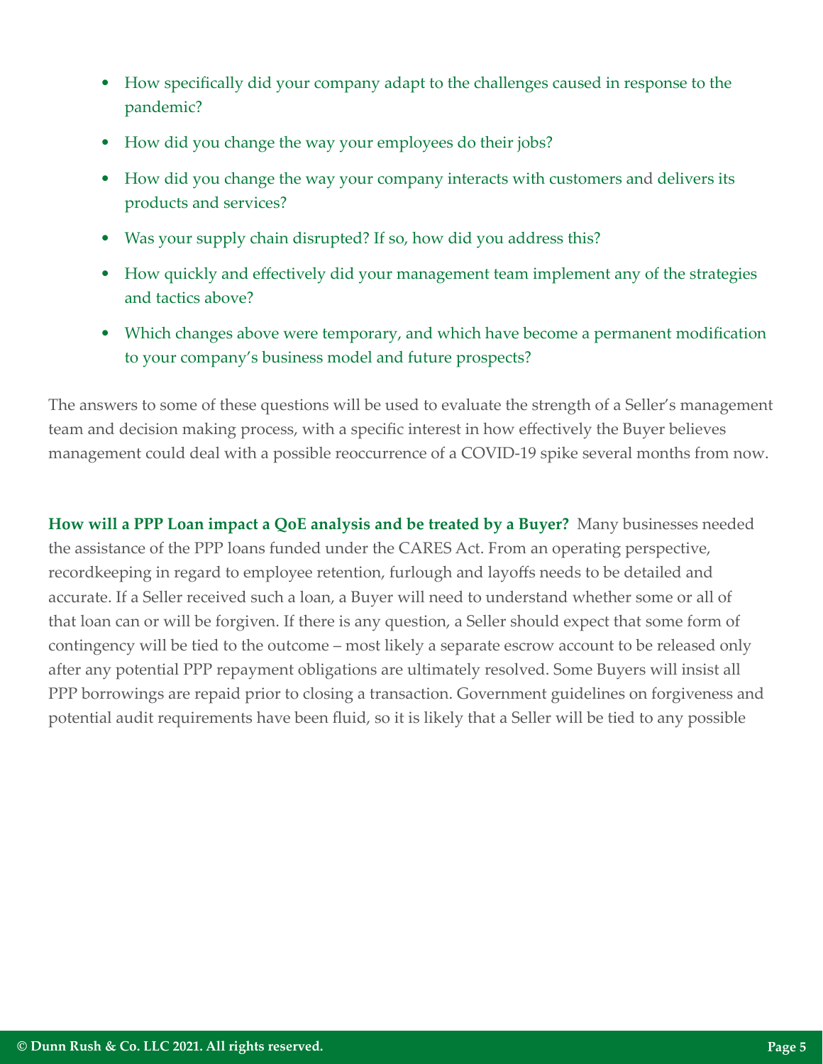- How specifically did your company adapt to the challenges caused in response to the pandemic?
- How did you change the way your employees do their jobs?
- How did you change the way your company interacts with customers and delivers its products and services?
- Was your supply chain disrupted? If so, how did you address this?
- How quickly and effectively did your management team implement any of the strategies and tactics above?
- Which changes above were temporary, and which have become a permanent modification to your company's business model and future prospects?

The answers to some of these questions will be used to evaluate the strength of a Seller's management team and decision making process, with a specific interest in how effectively the Buyer believes management could deal with a possible reoccurrence of a COVID-19 spike several months from now.

**How will a PPP Loan impact a QoE analysis and be treated by a Buyer?** Many businesses needed the assistance of the PPP loans funded under the CARES Act. From an operating perspective, recordkeeping in regard to employee retention, furlough and layoffs needs to be detailed and accurate. If a Seller received such a loan, a Buyer will need to understand whether some or all of that loan can or will be forgiven. If there is any question, a Seller should expect that some form of contingency will be tied to the outcome – most likely a separate escrow account to be released only after any potential PPP repayment obligations are ultimately resolved. Some Buyers will insist all PPP borrowings are repaid prior to closing a transaction. Government guidelines on forgiveness and potential audit requirements have been fluid, so it is likely that a Seller will be tied to any possible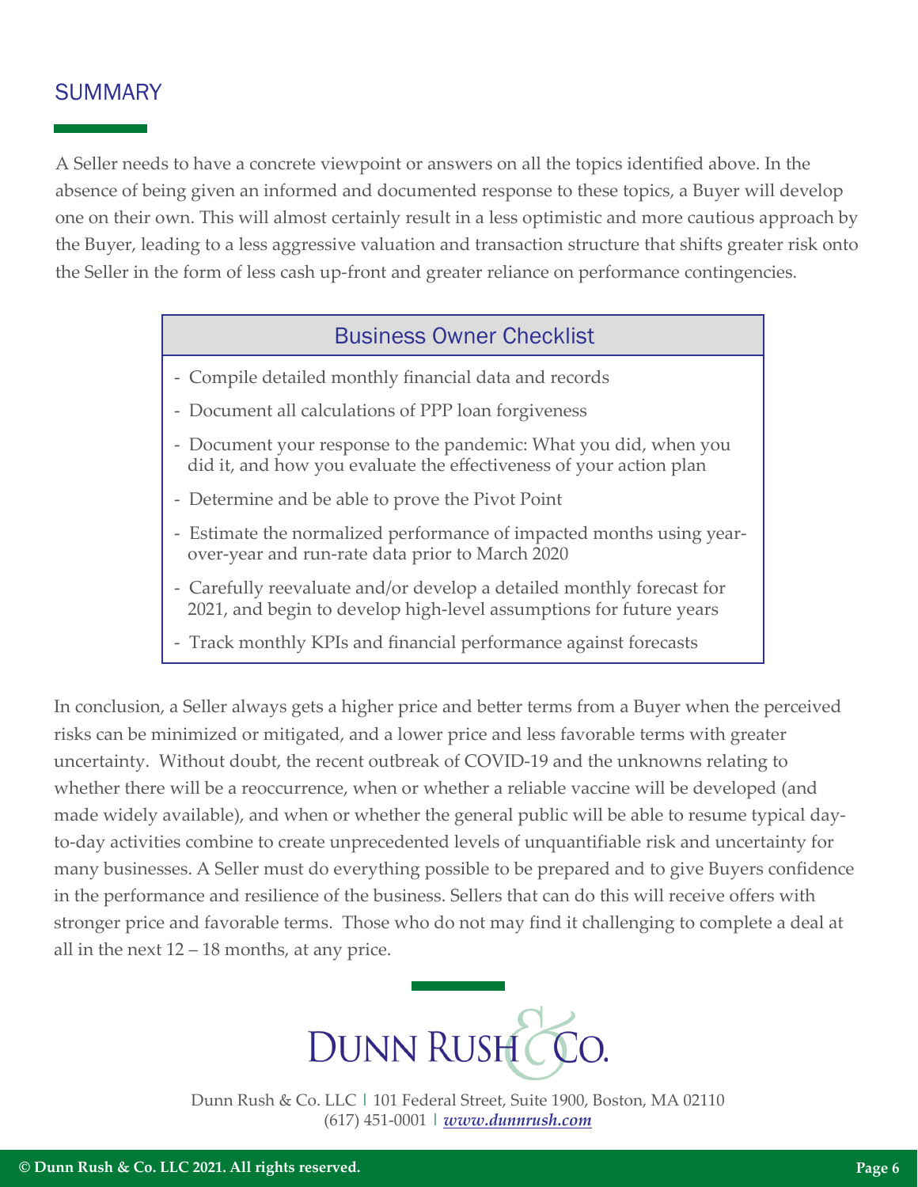## SUMMARY

A Seller needs to have a concrete viewpoint or answers on all the topics identified above. In the absence of being given an informed and documented response to these topics, a Buyer will develop one on their own. This will almost certainly result in a less optimistic and more cautious approach by the Buyer, leading to a less aggressive valuation and transaction structure that shifts greater risk onto the Seller in the form of less cash up-front and greater reliance on performance contingencies.

### Business Owner Checklist

- Compile detailed monthly financial data and records
- Document all calculations of PPP loan forgiveness
- Document your response to the pandemic: What you did, when you did it, and how you evaluate the effectiveness of your action plan
- Determine and be able to prove the Pivot Point
- Estimate the normalized performance of impacted months using year-over-year and run-rate data prior to March 2020
- Carefully reevaluate and/or develop a detailed monthly forecast for 2021, and begin to develop high-level assumptions for future years
- Track monthly KPIs and financial performance against forecasts

In conclusion, a Seller always gets a higher price and better terms from a Buyer when the perceived risks can be minimized or mitigated, and a lower price and less favorable terms with greater uncertainty. Without doubt, the recent outbreak of COVID-19 and the unknowns relating to whether there will be a reoccurrence, when or whether a reliable vaccine will be developed (and made widely available), and when or whether the general public will be able to resume typical day-to-day activities combine to create unprecedented levels of unquantifiable risk and uncertainty for many businesses. A Seller must do everything possible to be prepared and to give Buyers confidence in the performance and resilience of the business. Sellers that can do this will receive offers with stronger price and favorable terms. Those who do not may find it challenging to complete a deal at all in the next 12 – 18 months, at any price.

DUNN RUSH & CO.

Dunn Rush & Co. LLC | 101 Federal Street, Suite 1900, Boston, MA 02110
(617) 451-0001 | *www.dunnrush.com*

**© Dunn Rush & Co. LLC 2021. All rights reserved.**